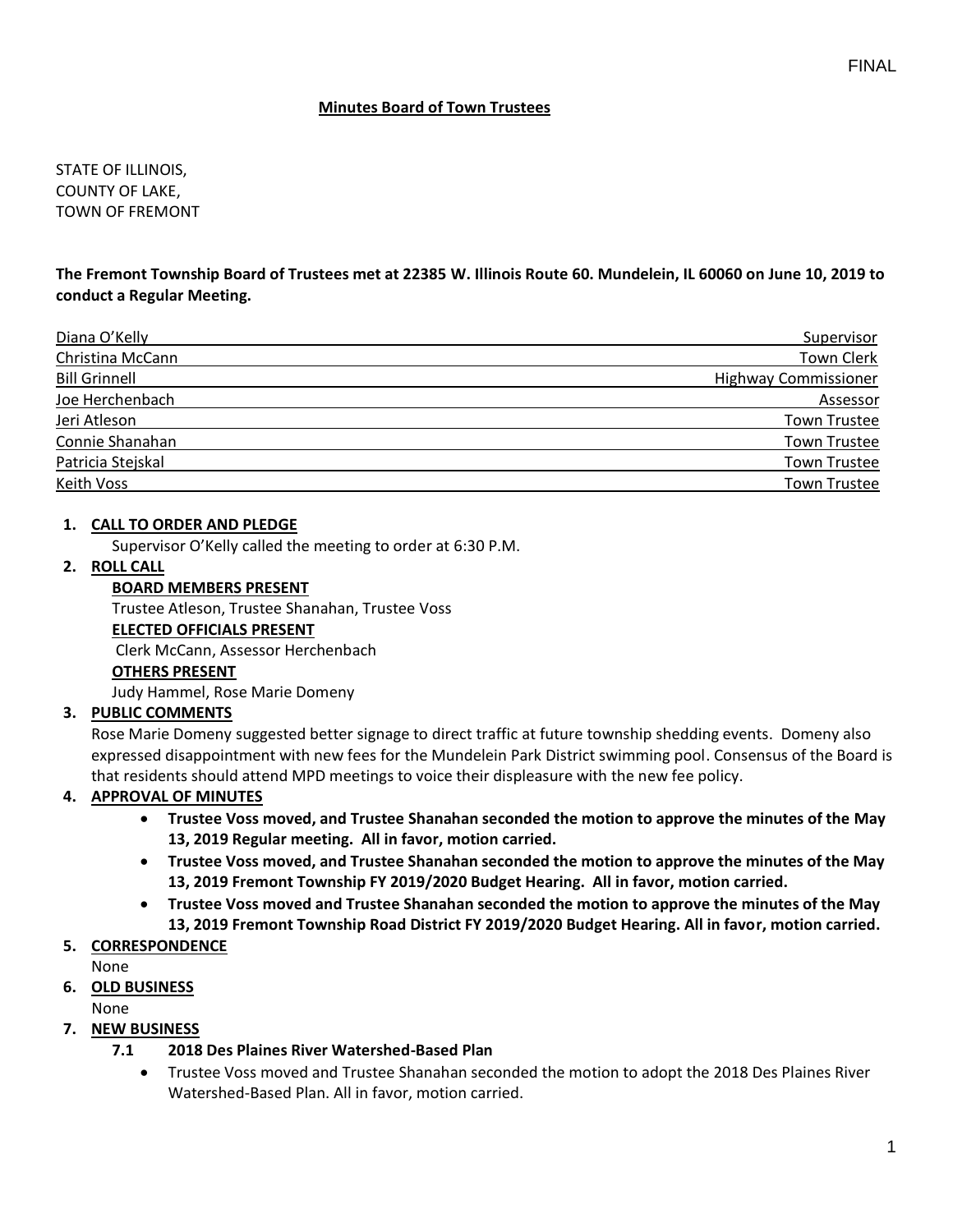FINAL

# Minutes Board of Town Trustees

STATE OF ILLINOIS,
COUNTY OF LAKE,
TOWN OF FREMONT

**The Fremont Township Board of Trustees met at 22385 W. Illinois Route 60. Mundelein, IL 60060 on June 10, 2019 to conduct a Regular Meeting.**

| | |
|---|---|
| Diana O'Kelly | Supervisor |
| Christina McCann | Town Clerk |
| Bill Grinnell | Highway Commissioner |
| Joe Herchenbach | Assessor |
| Jeri Atleson | Town Trustee |
| Connie Shanahan | Town Trustee |
| Patricia Stejskal | Town Trustee |
| Keith Voss | Town Trustee |

1. **CALL TO ORDER AND PLEDGE**
   Supervisor O'Kelly called the meeting to order at 6:30 P.M.

2. **ROLL CALL**
   **BOARD MEMBERS PRESENT**
   Trustee Atleson, Trustee Shanahan, Trustee Voss
   **ELECTED OFFICIALS PRESENT**
   Clerk McCann, Assessor Herchenbach
   **OTHERS PRESENT**
   Judy Hammel, Rose Marie Domeny

3. **PUBLIC COMMENTS**
   Rose Marie Domeny suggested better signage to direct traffic at future township shedding events. Domeny also expressed disappointment with new fees for the Mundelein Park District swimming pool. Consensus of the Board is that residents should attend MPD meetings to voice their displeasure with the new fee policy.

4. **APPROVAL OF MINUTES**
   - **Trustee Voss moved, and Trustee Shanahan seconded the motion to approve the minutes of the May 13, 2019 Regular meeting. All in favor, motion carried.**
   - **Trustee Voss moved, and Trustee Shanahan seconded the motion to approve the minutes of the May 13, 2019 Fremont Township FY 2019/2020 Budget Hearing. All in favor, motion carried.**
   - **Trustee Voss moved and Trustee Shanahan seconded the motion to approve the minutes of the May 13, 2019 Fremont Township Road District FY 2019/2020 Budget Hearing. All in favor, motion carried.**

5. **CORRESPONDENCE**
   None

6. **OLD BUSINESS**
   None

7. **NEW BUSINESS**
   **7.1 2018 Des Plaines River Watershed-Based Plan**
   - Trustee Voss moved and Trustee Shanahan seconded the motion to adopt the 2018 Des Plaines River Watershed-Based Plan. All in favor, motion carried.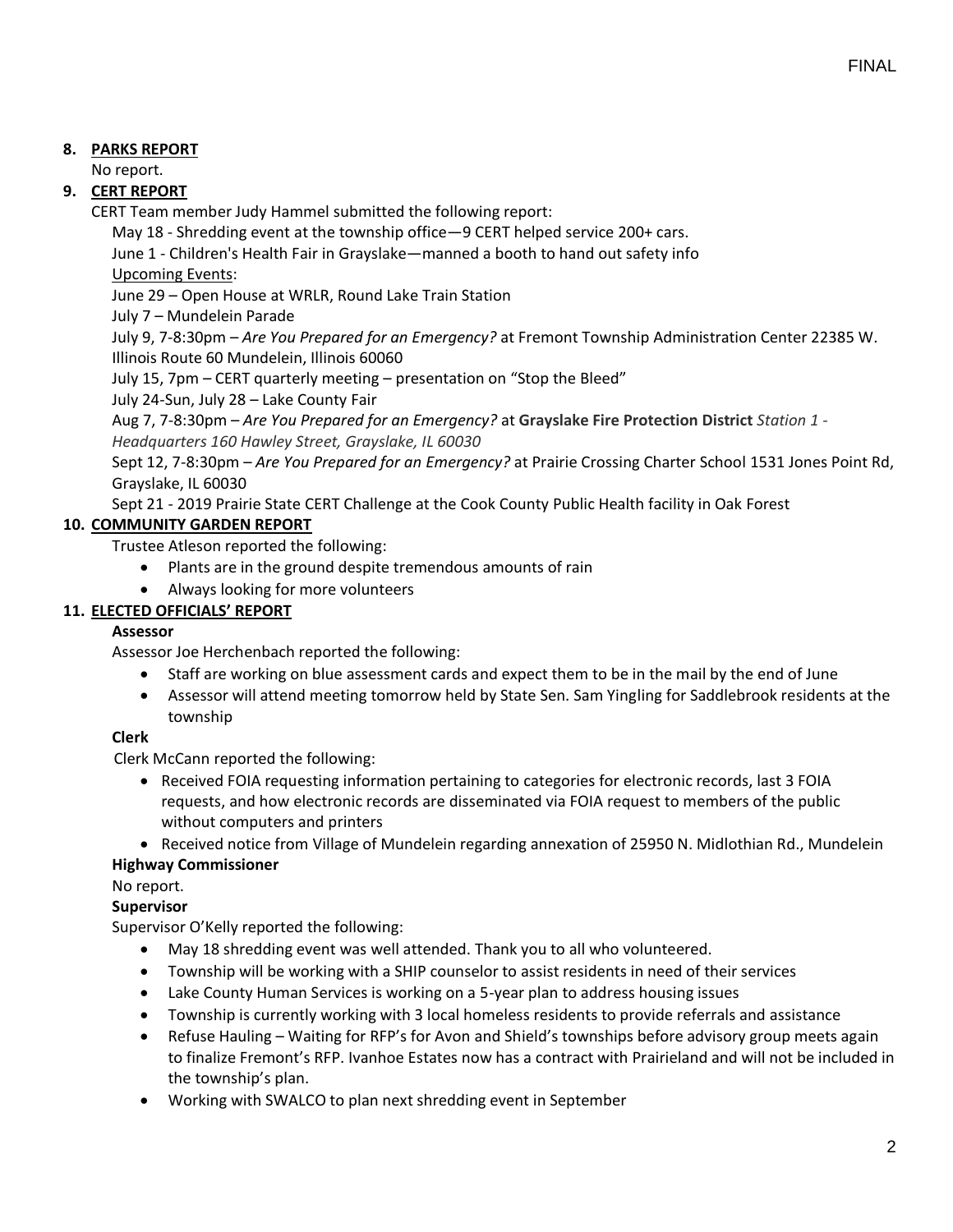8. **PARKS REPORT**

No report.

9. **CERT REPORT**

CERT Team member Judy Hammel submitted the following report:

May 18 - Shredding event at the township office—9 CERT helped service 200+ cars.

June 1 - Children's Health Fair in Grayslake—manned a booth to hand out safety info

Upcoming Events:

June 29 – Open House at WRLR, Round Lake Train Station

July 7 – Mundelein Parade

July 9, 7-8:30pm – *Are You Prepared for an Emergency?* at Fremont Township Administration Center 22385 W. Illinois Route 60 Mundelein, Illinois 60060

July 15, 7pm – CERT quarterly meeting – presentation on "Stop the Bleed"

July 24-Sun, July 28 – Lake County Fair

Aug 7, 7-8:30pm – *Are You Prepared for an Emergency?* at **Grayslake Fire Protection District** *Station 1 - Headquarters 160 Hawley Street, Grayslake, IL 60030*

Sept 12, 7-8:30pm – *Are You Prepared for an Emergency?* at Prairie Crossing Charter School 1531 Jones Point Rd, Grayslake, IL 60030

Sept 21 - 2019 Prairie State CERT Challenge at the Cook County Public Health facility in Oak Forest

10. **COMMUNITY GARDEN REPORT**

Trustee Atleson reported the following:

- Plants are in the ground despite tremendous amounts of rain
- Always looking for more volunteers

11. **ELECTED OFFICIALS' REPORT**

**Assessor**

Assessor Joe Herchenbach reported the following:

- Staff are working on blue assessment cards and expect them to be in the mail by the end of June
- Assessor will attend meeting tomorrow held by State Sen. Sam Yingling for Saddlebrook residents at the township

**Clerk**

Clerk McCann reported the following:

- Received FOIA requesting information pertaining to categories for electronic records, last 3 FOIA requests, and how electronic records are disseminated via FOIA request to members of the public without computers and printers
- Received notice from Village of Mundelein regarding annexation of 25950 N. Midlothian Rd., Mundelein

**Highway Commissioner**

No report.

**Supervisor**

Supervisor O'Kelly reported the following:

- May 18 shredding event was well attended. Thank you to all who volunteered.
- Township will be working with a SHIP counselor to assist residents in need of their services
- Lake County Human Services is working on a 5-year plan to address housing issues
- Township is currently working with 3 local homeless residents to provide referrals and assistance
- Refuse Hauling – Waiting for RFP's for Avon and Shield's townships before advisory group meets again to finalize Fremont's RFP. Ivanhoe Estates now has a contract with Prairieland and will not be included in the township's plan.
- Working with SWALCO to plan next shredding event in September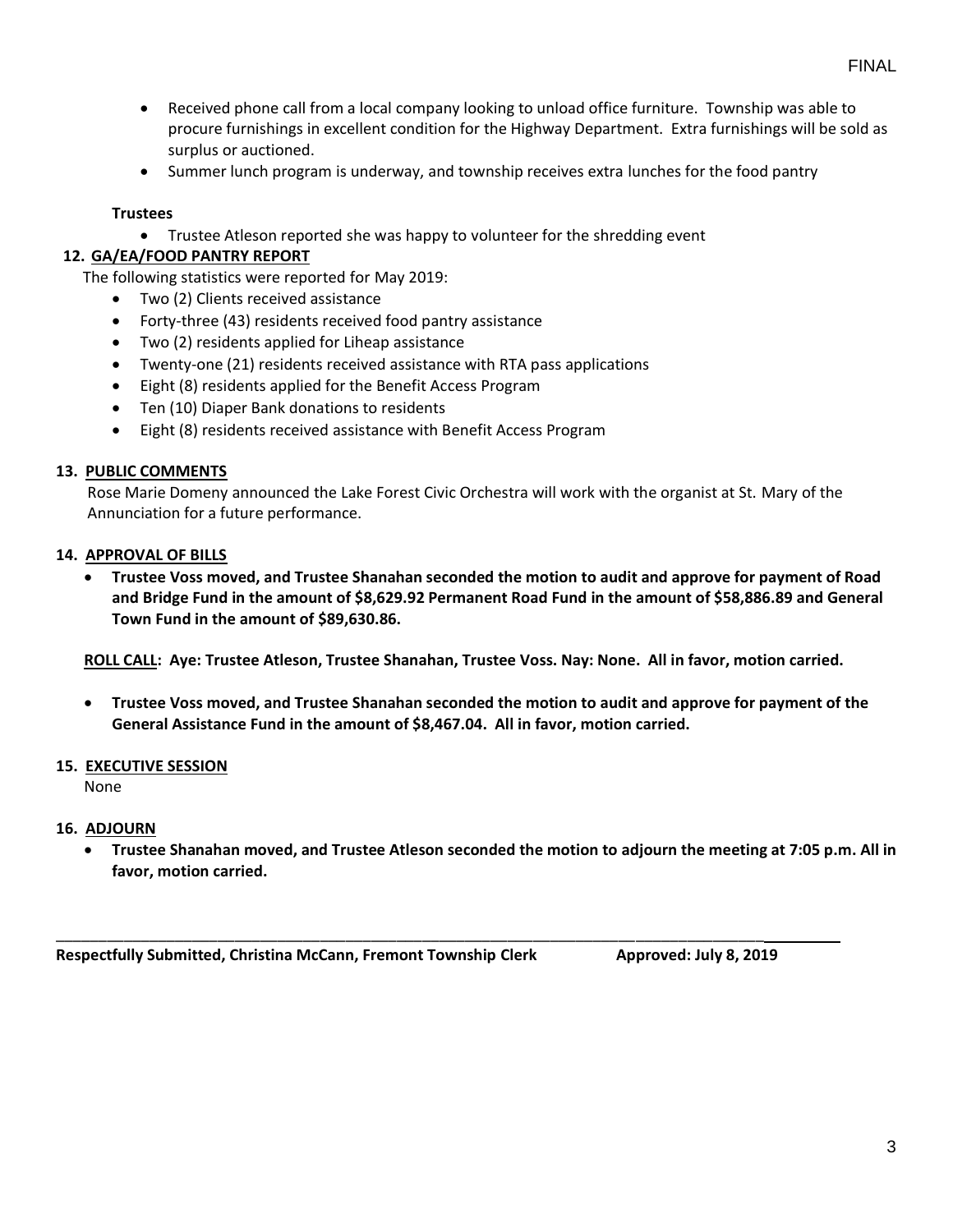- Received phone call from a local company looking to unload office furniture. Township was able to procure furnishings in excellent condition for the Highway Department. Extra furnishings will be sold as surplus or auctioned.
- Summer lunch program is underway, and township receives extra lunches for the food pantry

**Trustees**

- Trustee Atleson reported she was happy to volunteer for the shredding event

**12. GA/EA/FOOD PANTRY REPORT**

The following statistics were reported for May 2019:

- Two (2) Clients received assistance
- Forty-three (43) residents received food pantry assistance
- Two (2) residents applied for Liheap assistance
- Twenty-one (21) residents received assistance with RTA pass applications
- Eight (8) residents applied for the Benefit Access Program
- Ten (10) Diaper Bank donations to residents
- Eight (8) residents received assistance with Benefit Access Program

**13. PUBLIC COMMENTS**

Rose Marie Domeny announced the Lake Forest Civic Orchestra will work with the organist at St. Mary of the Annunciation for a future performance.

**14. APPROVAL OF BILLS**

- **Trustee Voss moved, and Trustee Shanahan seconded the motion to audit and approve for payment of Road and Bridge Fund in the amount of $8,629.92 Permanent Road Fund in the amount of $58,886.89 and General Town Fund in the amount of $89,630.86.**

**ROLL CALL: Aye: Trustee Atleson, Trustee Shanahan, Trustee Voss. Nay: None. All in favor, motion carried.**

- **Trustee Voss moved, and Trustee Shanahan seconded the motion to audit and approve for payment of the General Assistance Fund in the amount of $8,467.04. All in favor, motion carried.**

**15. EXECUTIVE SESSION**

None

**16. ADJOURN**

- **Trustee Shanahan moved, and Trustee Atleson seconded the motion to adjourn the meeting at 7:05 p.m. All in favor, motion carried.**

---

**Respectfully Submitted, Christina McCann, Fremont Township Clerk** **Approved: July 8, 2019**